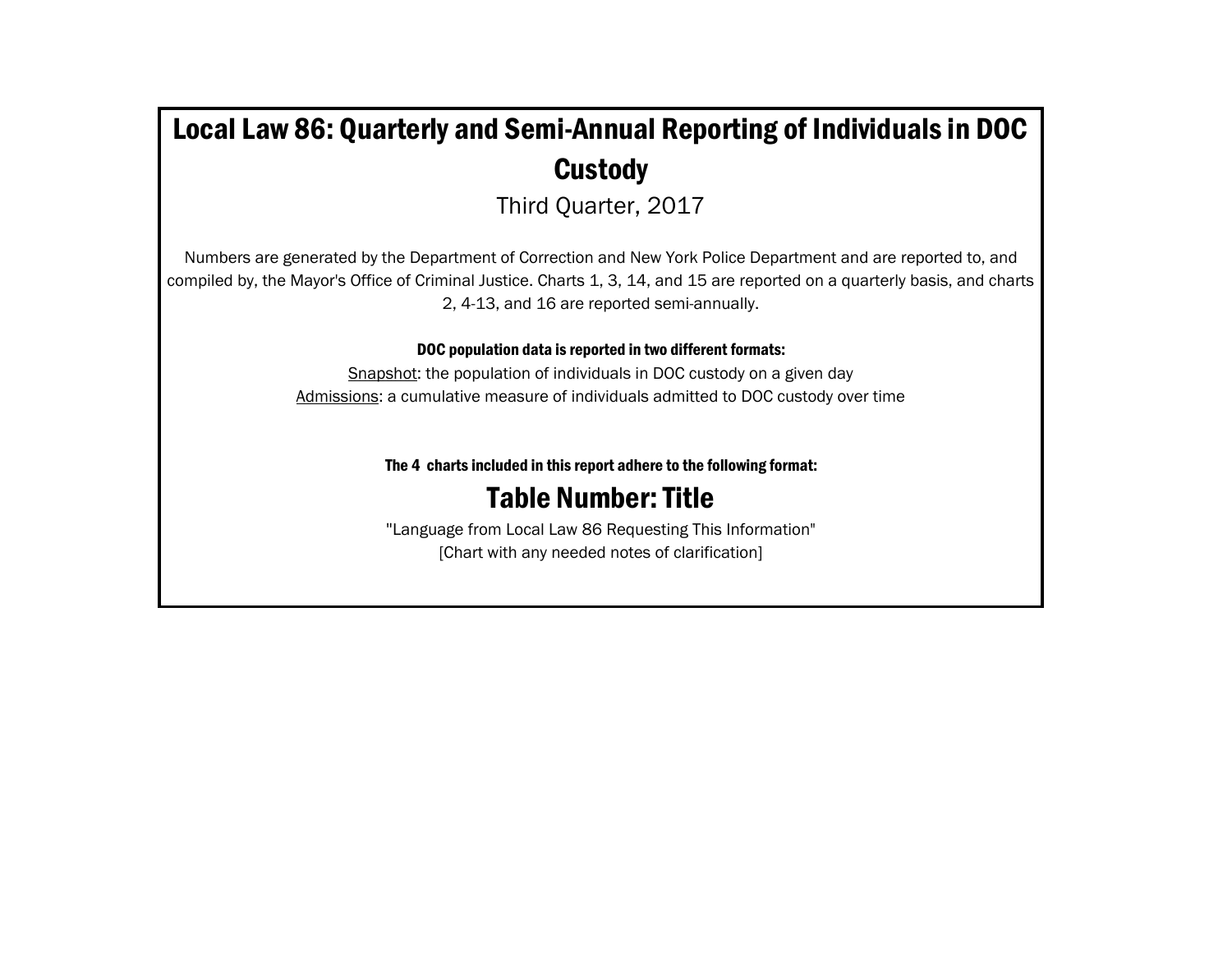# Local Law 86: Quarterly and Semi-Annual Reporting of Individuals in DOC Custody

Third Quarter, 2017

Numbers are generated by the Department of Correction and New York Police Department and are reported to, and compiled by, the Mayor's Office of Criminal Justice. Charts 1, 3, 14, and 15 are reported on a quarterly basis, and charts 2, 4-13, and 16 are reported semi-annually.

**DOC population data is reported in two different formats:**

Snapshot: the population of individuals in DOC custody on a given day

Admissions: a cumulative measure of individuals admitted to DOC custody over time

**The 4 charts included in this report adhere to the following format:**

## Table Number: Title

"Language from Local Law 86 Requesting This Information"

[Chart with any needed notes of clarification]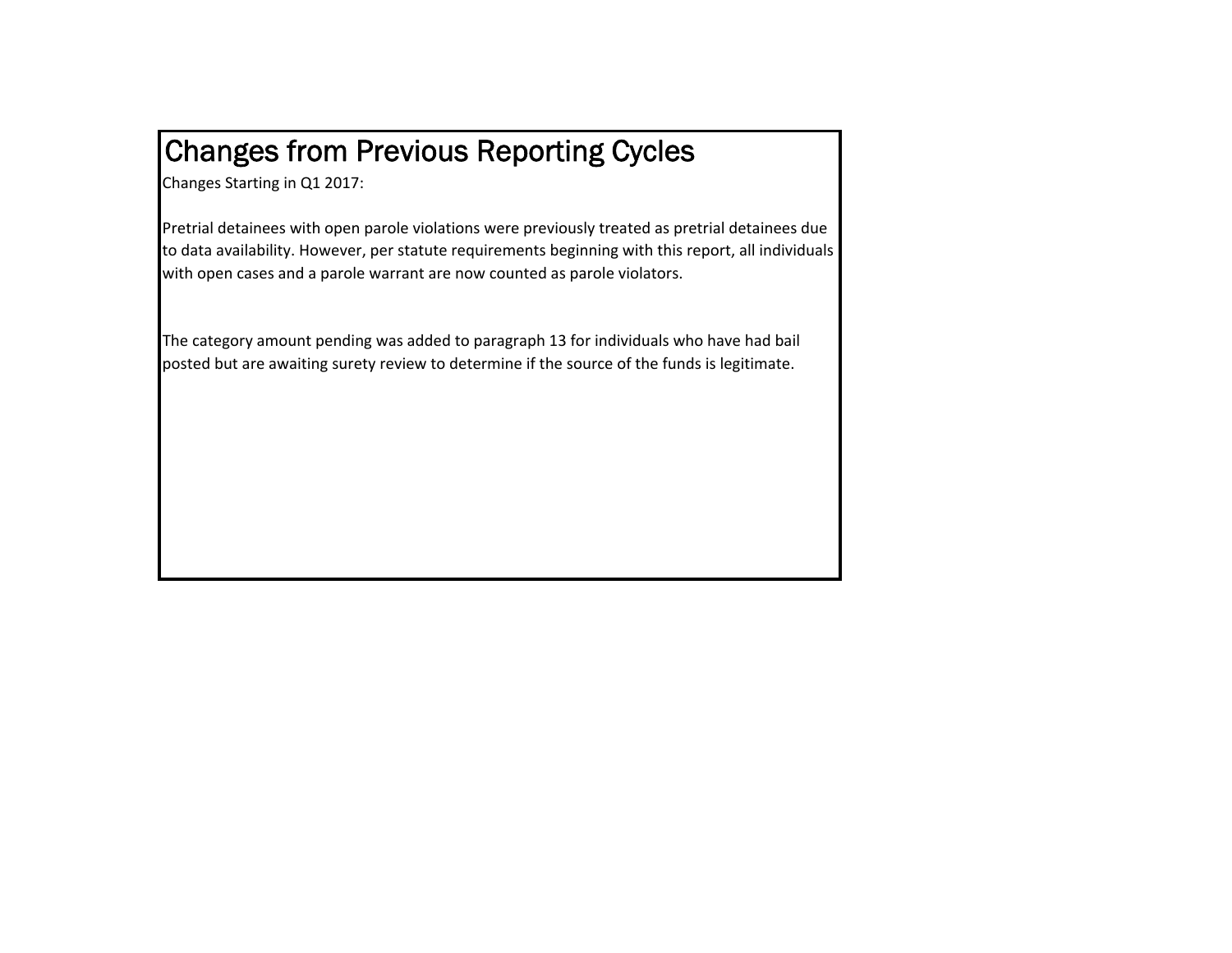# Changes from Previous Reporting Cycles

Changes Starting in Q1 2017:

Pretrial detainees with open parole violations were previously treated as pretrial detainees due to data availability. However, per statute requirements beginning with this report, all individuals with open cases and a parole warrant are now counted as parole violators.

The category amount pending was added to paragraph 13 for individuals who have had bail posted but are awaiting surety review to determine if the source of the funds is legitimate.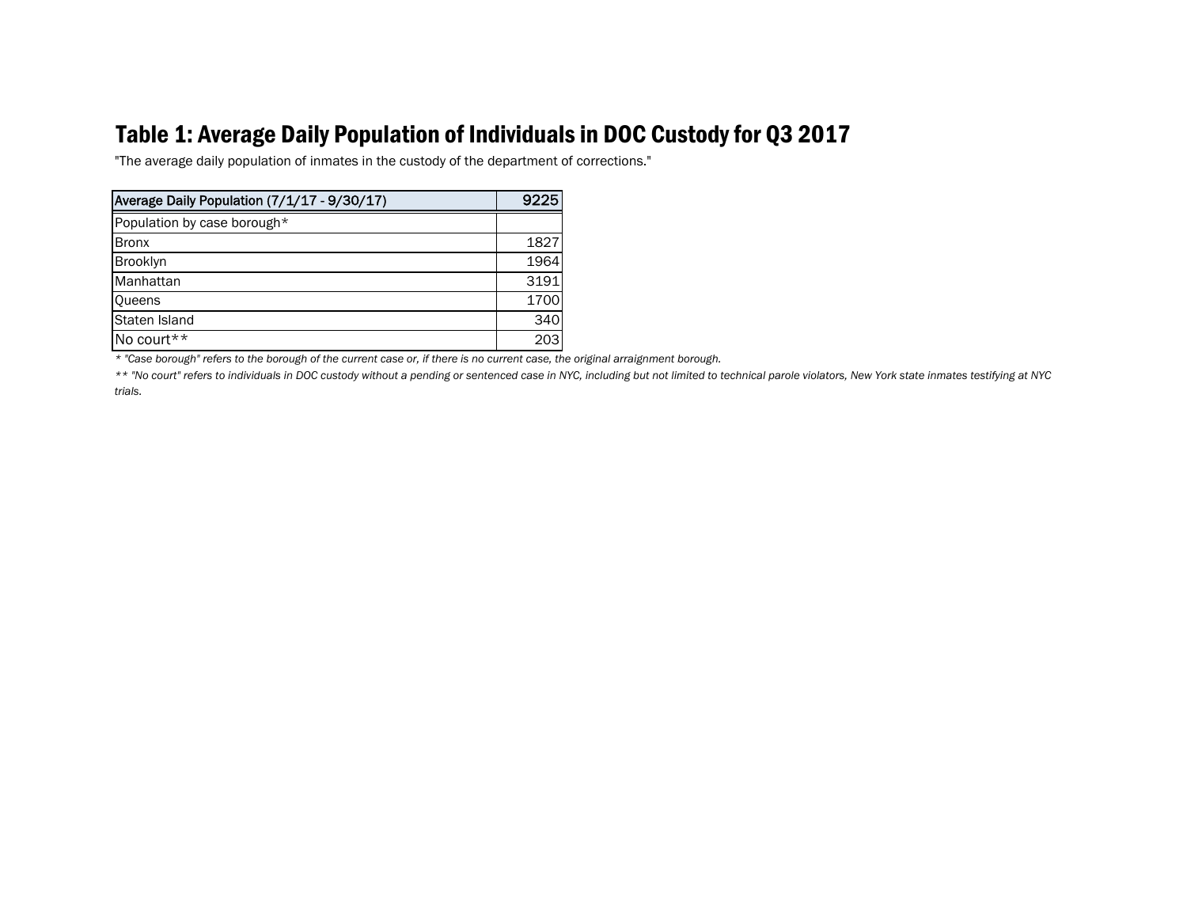# Table 1: Average Daily Population of Individuals in DOC Custody for Q3 2017

"The average daily population of inmates in the custody of the department of corrections."

| Average Daily Population (7/1/17 - 9/30/17) | 9225 |
|---|---|
| Population by case borough* | |
| Bronx | 1827 |
| Brooklyn | 1964 |
| Manhattan | 3191 |
| Queens | 1700 |
| Staten Island | 340 |
| No court** | 203 |

*\* "Case borough" refers to the borough of the current case or, if there is no current case, the original arraignment borough.*

*\*\* "No court" refers to individuals in DOC custody without a pending or sentenced case in NYC, including but not limited to technical parole violators, New York state inmates testifying at NYC trials.*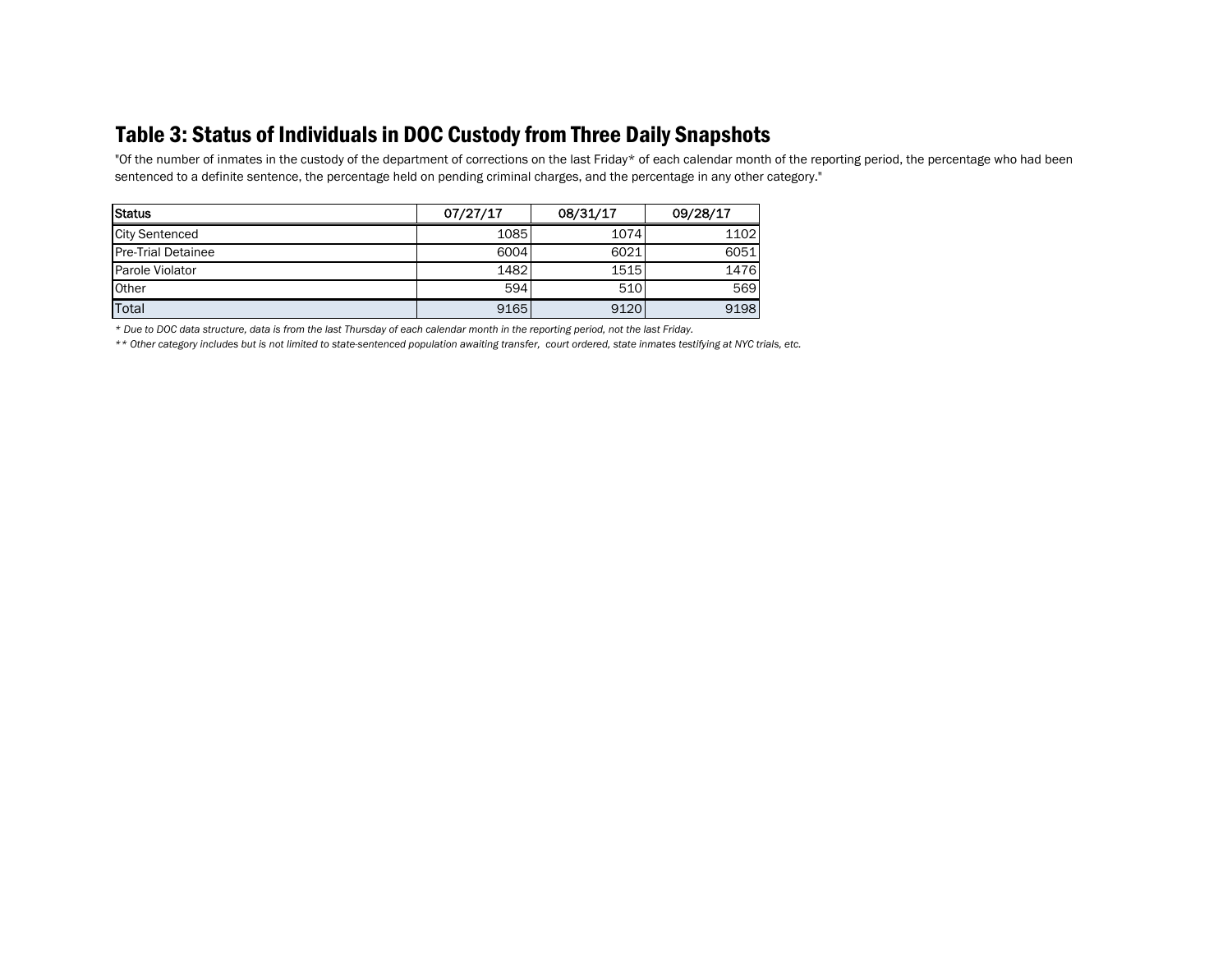## Table 3: Status of Individuals in DOC Custody from Three Daily Snapshots

"Of the number of inmates in the custody of the department of corrections on the last Friday* of each calendar month of the reporting period, the percentage who had been sentenced to a definite sentence, the percentage held on pending criminal charges, and the percentage in any other category."

| Status | 07/27/17 | 08/31/17 | 09/28/17 |
|---|---|---|---|
| City Sentenced | 1085 | 1074 | 1102 |
| Pre-Trial Detainee | 6004 | 6021 | 6051 |
| Parole Violator | 1482 | 1515 | 1476 |
| Other | 594 | 510 | 569 |
| Total | 9165 | 9120 | 9198 |

*\* Due to DOC data structure, data is from the last Thursday of each calendar month in the reporting period, not the last Friday.*

*\*\* Other category includes but is not limited to state-sentenced population awaiting transfer, court ordered, state inmates testifying at NYC trials, etc.*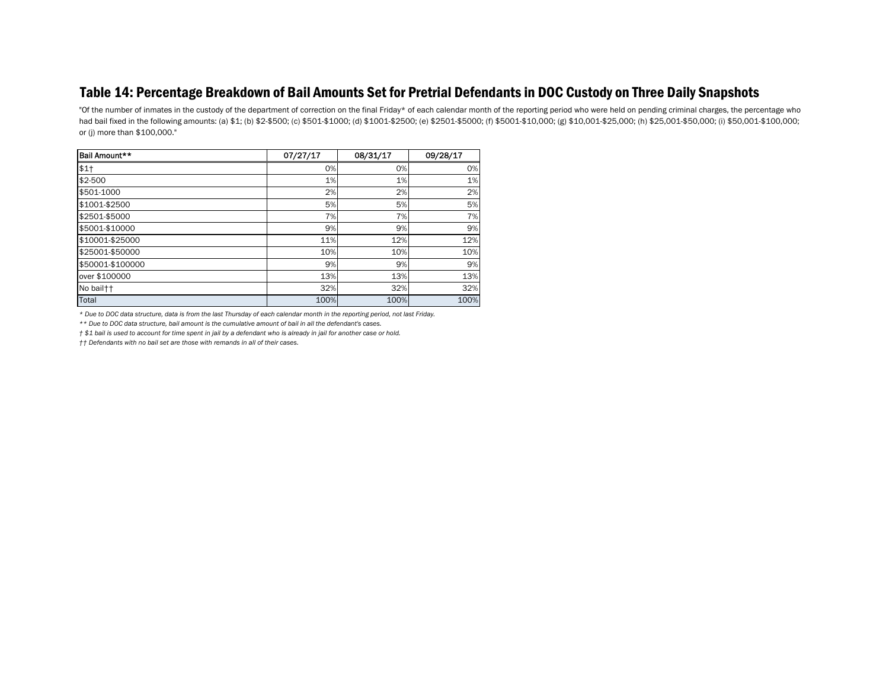## Table 14: Percentage Breakdown of Bail Amounts Set for Pretrial Defendants in DOC Custody on Three Daily Snapshots

"Of the number of inmates in the custody of the department of correction on the final Friday* of each calendar month of the reporting period who were held on pending criminal charges, the percentage who had bail fixed in the following amounts: (a) $1; (b) $2-$500; (c) $501-$1000; (d) $1001-$2500; (e) $2501-$5000; (f) $5001-$10,000; (g) $10,001-$25,000; (h) $25,001-$50,000; (i) $50,001-$100,000; or (j) more than $100,000."

| Bail Amount** | 07/27/17 | 08/31/17 | 09/28/17 |
|---|---|---|---|
| $1† | 0% | 0% | 0% |
| $2-500 | 1% | 1% | 1% |
| $501-1000 | 2% | 2% | 2% |
| $1001-$2500 | 5% | 5% | 5% |
| $2501-$5000 | 7% | 7% | 7% |
| $5001-$10000 | 9% | 9% | 9% |
| $10001-$25000 | 11% | 12% | 12% |
| $25001-$50000 | 10% | 10% | 10% |
| $50001-$100000 | 9% | 9% | 9% |
| over $100000 | 13% | 13% | 13% |
| No bail†† | 32% | 32% | 32% |
| Total | 100% | 100% | 100% |

*\* Due to DOC data structure, data is from the last Thursday of each calendar month in the reporting period, not last Friday.*

*\*\* Due to DOC data structure, bail amount is the cumulative amount of bail in all the defendant's cases.*

*† $1 bail is used to account for time spent in jail by a defendant who is already in jail for another case or hold.*

*†† Defendants with no bail set are those with remands in all of their cases.*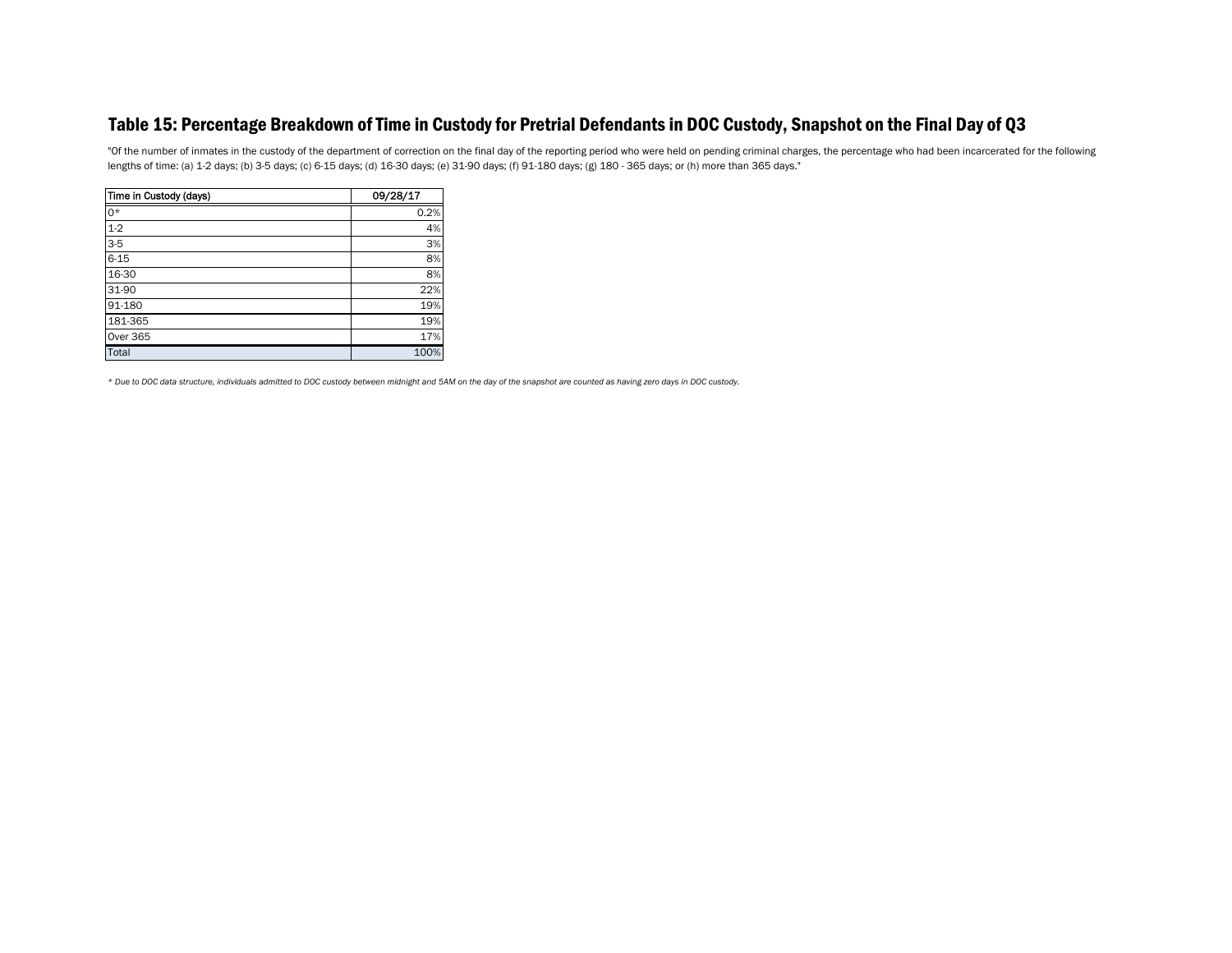## Table 15: Percentage Breakdown of Time in Custody for Pretrial Defendants in DOC Custody, Snapshot on the Final Day of Q3

"Of the number of inmates in the custody of the department of correction on the final day of the reporting period who were held on pending criminal charges, the percentage who had been incarcerated for the following lengths of time: (a) 1-2 days; (b) 3-5 days; (c) 6-15 days; (d) 16-30 days; (e) 31-90 days; (f) 91-180 days; (g) 180 - 365 days; or (h) more than 365 days."

| Time in Custody (days) | 09/28/17 |
|---|---|
| 0* | 0.2% |
| 1-2 | 4% |
| 3-5 | 3% |
| 6-15 | 8% |
| 16-30 | 8% |
| 31-90 | 22% |
| 91-180 | 19% |
| 181-365 | 19% |
| Over 365 | 17% |
| Total | 100% |

*\* Due to DOC data structure, individuals admitted to DOC custody between midnight and 5AM on the day of the snapshot are counted as having zero days in DOC custody.*